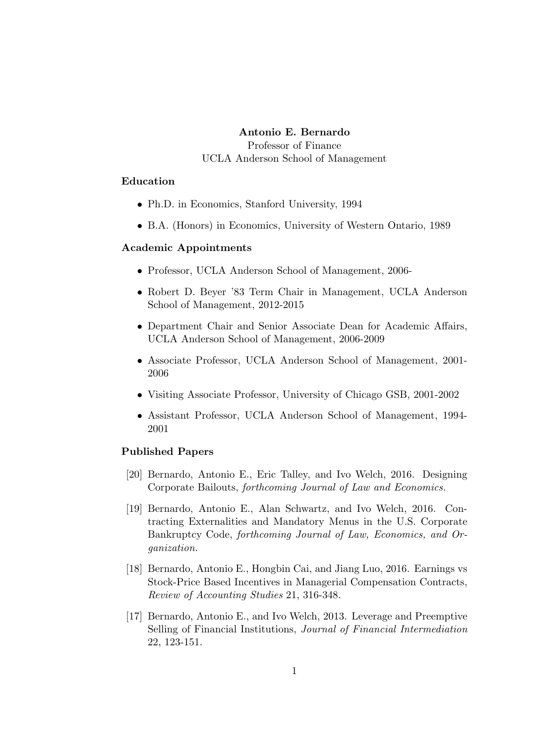**Antonio E. Bernardo**
Professor of Finance
UCLA Anderson School of Management

## Education

- Ph.D. in Economics, Stanford University, 1994
- B.A. (Honors) in Economics, University of Western Ontario, 1989

## Academic Appointments

- Professor, UCLA Anderson School of Management, 2006-
- Robert D. Beyer '83 Term Chair in Management, UCLA Anderson School of Management, 2012-2015
- Department Chair and Senior Associate Dean for Academic Affairs, UCLA Anderson School of Management, 2006-2009
- Associate Professor, UCLA Anderson School of Management, 2001-2006
- Visiting Associate Professor, University of Chicago GSB, 2001-2002
- Assistant Professor, UCLA Anderson School of Management, 1994-2001

## Published Papers

[20] Bernardo, Antonio E., Eric Talley, and Ivo Welch, 2016. Designing Corporate Bailouts, *forthcoming Journal of Law and Economics.*

[19] Bernardo, Antonio E., Alan Schwartz, and Ivo Welch, 2016. Contracting Externalities and Mandatory Menus in the U.S. Corporate Bankruptcy Code, *forthcoming Journal of Law, Economics, and Organization.*

[18] Bernardo, Antonio E., Hongbin Cai, and Jiang Luo, 2016. Earnings vs Stock-Price Based Incentives in Managerial Compensation Contracts, *Review of Accounting Studies* 21, 316-348.

[17] Bernardo, Antonio E., and Ivo Welch, 2013. Leverage and Preemptive Selling of Financial Institutions, *Journal of Financial Intermediation* 22, 123-151.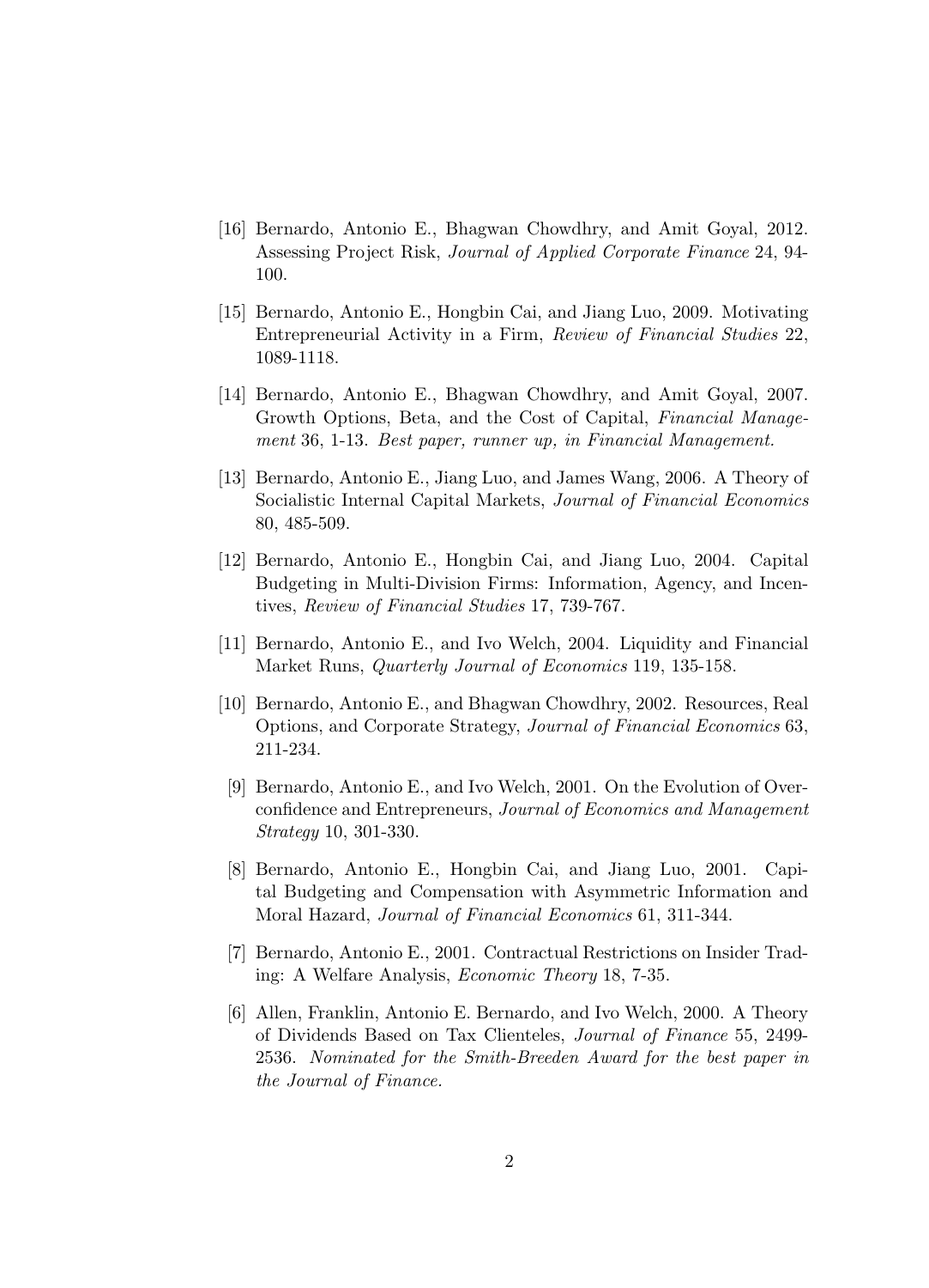[16] Bernardo, Antonio E., Bhagwan Chowdhry, and Amit Goyal, 2012. Assessing Project Risk, *Journal of Applied Corporate Finance* 24, 94-100.

[15] Bernardo, Antonio E., Hongbin Cai, and Jiang Luo, 2009. Motivating Entrepreneurial Activity in a Firm, *Review of Financial Studies* 22, 1089-1118.

[14] Bernardo, Antonio E., Bhagwan Chowdhry, and Amit Goyal, 2007. Growth Options, Beta, and the Cost of Capital, *Financial Management* 36, 1-13. *Best paper, runner up, in Financial Management.*

[13] Bernardo, Antonio E., Jiang Luo, and James Wang, 2006. A Theory of Socialistic Internal Capital Markets, *Journal of Financial Economics* 80, 485-509.

[12] Bernardo, Antonio E., Hongbin Cai, and Jiang Luo, 2004. Capital Budgeting in Multi-Division Firms: Information, Agency, and Incentives, *Review of Financial Studies* 17, 739-767.

[11] Bernardo, Antonio E., and Ivo Welch, 2004. Liquidity and Financial Market Runs, *Quarterly Journal of Economics* 119, 135-158.

[10] Bernardo, Antonio E., and Bhagwan Chowdhry, 2002. Resources, Real Options, and Corporate Strategy, *Journal of Financial Economics* 63, 211-234.

[9] Bernardo, Antonio E., and Ivo Welch, 2001. On the Evolution of Overconfidence and Entrepreneurs, *Journal of Economics and Management Strategy* 10, 301-330.

[8] Bernardo, Antonio E., Hongbin Cai, and Jiang Luo, 2001. Capital Budgeting and Compensation with Asymmetric Information and Moral Hazard, *Journal of Financial Economics* 61, 311-344.

[7] Bernardo, Antonio E., 2001. Contractual Restrictions on Insider Trading: A Welfare Analysis, *Economic Theory* 18, 7-35.

[6] Allen, Franklin, Antonio E. Bernardo, and Ivo Welch, 2000. A Theory of Dividends Based on Tax Clienteles, *Journal of Finance* 55, 2499-2536. *Nominated for the Smith-Breeden Award for the best paper in the Journal of Finance.*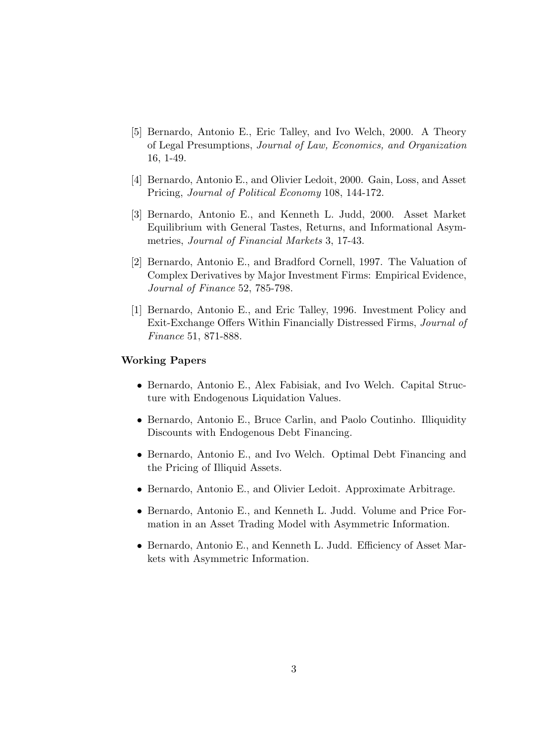[5] Bernardo, Antonio E., Eric Talley, and Ivo Welch, 2000. A Theory of Legal Presumptions, *Journal of Law, Economics, and Organization* 16, 1-49.

[4] Bernardo, Antonio E., and Olivier Ledoit, 2000. Gain, Loss, and Asset Pricing, *Journal of Political Economy* 108, 144-172.

[3] Bernardo, Antonio E., and Kenneth L. Judd, 2000. Asset Market Equilibrium with General Tastes, Returns, and Informational Asymmetries, *Journal of Financial Markets* 3, 17-43.

[2] Bernardo, Antonio E., and Bradford Cornell, 1997. The Valuation of Complex Derivatives by Major Investment Firms: Empirical Evidence, *Journal of Finance* 52, 785-798.

[1] Bernardo, Antonio E., and Eric Talley, 1996. Investment Policy and Exit-Exchange Offers Within Financially Distressed Firms, *Journal of Finance* 51, 871-888.

**Working Papers**

- Bernardo, Antonio E., Alex Fabisiak, and Ivo Welch. Capital Structure with Endogenous Liquidation Values.
- Bernardo, Antonio E., Bruce Carlin, and Paolo Coutinho. Illiquidity Discounts with Endogenous Debt Financing.
- Bernardo, Antonio E., and Ivo Welch. Optimal Debt Financing and the Pricing of Illiquid Assets.
- Bernardo, Antonio E., and Olivier Ledoit. Approximate Arbitrage.
- Bernardo, Antonio E., and Kenneth L. Judd. Volume and Price Formation in an Asset Trading Model with Asymmetric Information.
- Bernardo, Antonio E., and Kenneth L. Judd. Efficiency of Asset Markets with Asymmetric Information.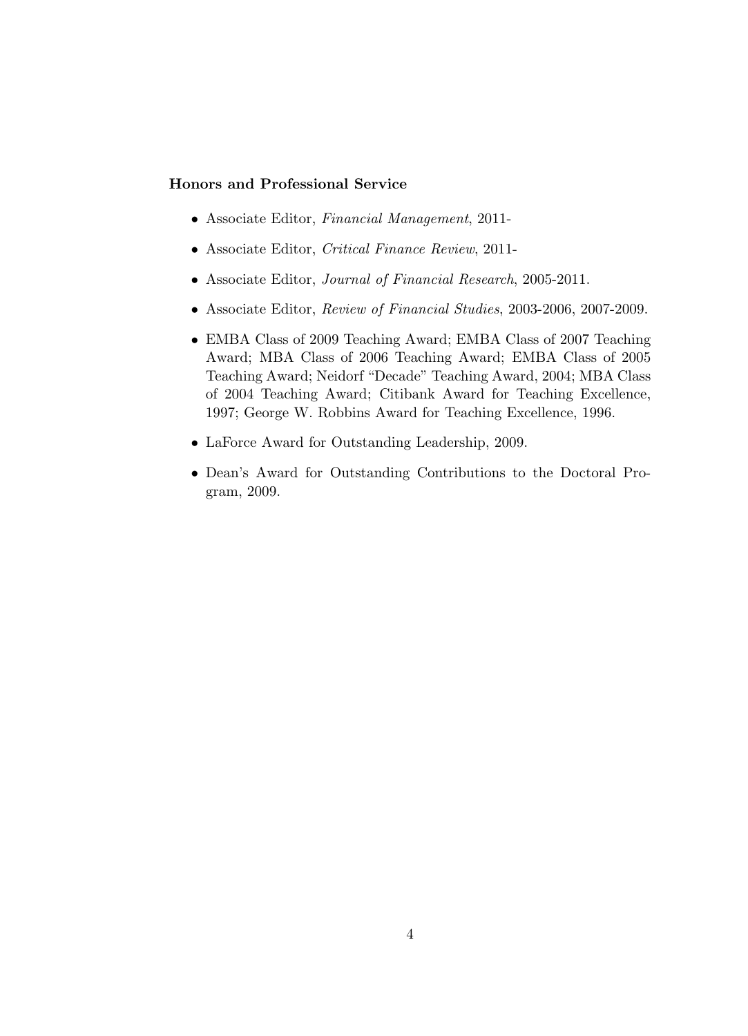**Honors and Professional Service**

- Associate Editor, *Financial Management*, 2011-
- Associate Editor, *Critical Finance Review*, 2011-
- Associate Editor, *Journal of Financial Research*, 2005-2011.
- Associate Editor, *Review of Financial Studies*, 2003-2006, 2007-2009.
- EMBA Class of 2009 Teaching Award; EMBA Class of 2007 Teaching Award; MBA Class of 2006 Teaching Award; EMBA Class of 2005 Teaching Award; Neidorf "Decade" Teaching Award, 2004; MBA Class of 2004 Teaching Award; Citibank Award for Teaching Excellence, 1997; George W. Robbins Award for Teaching Excellence, 1996.
- LaForce Award for Outstanding Leadership, 2009.
- Dean's Award for Outstanding Contributions to the Doctoral Program, 2009.